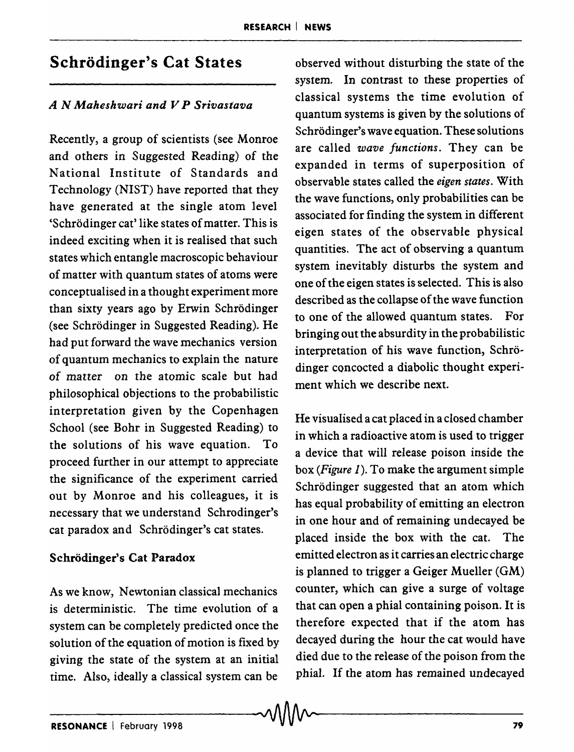# Schrödinger's Cat States

*A N Maheshwari and V P Srivastava*

Recently, a group of scientists (see Monroe and others in Suggested Reading) of the National Institute of Standards and Technology (NIST) have reported that they have generated at the single atom level 'Schrödinger cat' like states of matter. This is indeed exciting when it is realised that such states which entangle macroscopic behaviour of matter with quantum states of atoms were conceptualised in a thought experiment more than sixty years ago by Erwin Schrödinger (see Schrödinger in Suggested Reading). He had put forward the wave mechanics version of quantum mechanics to explain the nature of matter on the atomic scale but had philosophical objections to the probabilistic interpretation given by the Copenhagen School (see Bohr in Suggested Reading) to the solutions of his wave equation. To proceed further in our attempt to appreciate the significance of the experiment carried out by Monroe and his colleagues, it is necessary that we understand Schrodinger's cat paradox and Schrödinger's cat states.

## Schrödinger's Cat Paradox

As we know, Newtonian classical mechanics is deterministic. The time evolution of a system can be completely predicted once the solution of the equation of motion is fixed by giving the state of the system at an initial time. Also, ideally a classical system can be observed without disturbing the state of the system. In contrast to these properties of classical systems the time evolution of quantum systems is given by the solutions of Schrödinger's wave equation. These solutions are called *wave functions*. They can be expanded in terms of superposition of observable states called the *eigen states*. With the wave functions, only probabilities can be associated for finding the system in different eigen states of the observable physical quantities. The act of observing a quantum system inevitably disturbs the system and one of the eigen states is selected. This is also described as the collapse of the wave function to one of the allowed quantum states. For bringing out the absurdity in the probabilistic interpretation of his wave function, Schrödinger concocted a diabolic thought experiment which we describe next.

He visualised a cat placed in a closed chamber in which a radioactive atom is used to trigger a device that will release poison inside the box (*Figure 1*). To make the argument simple Schrödinger suggested that an atom which has equal probability of emitting an electron in one hour and of remaining undecayed be placed inside the box with the cat. The emitted electron as it carries an electric charge is planned to trigger a Geiger Mueller (GM) counter, which can give a surge of voltage that can open a phial containing poison. It is therefore expected that if the atom has decayed during the hour the cat would have died due to the release of the poison from the phial. If the atom has remained undecayed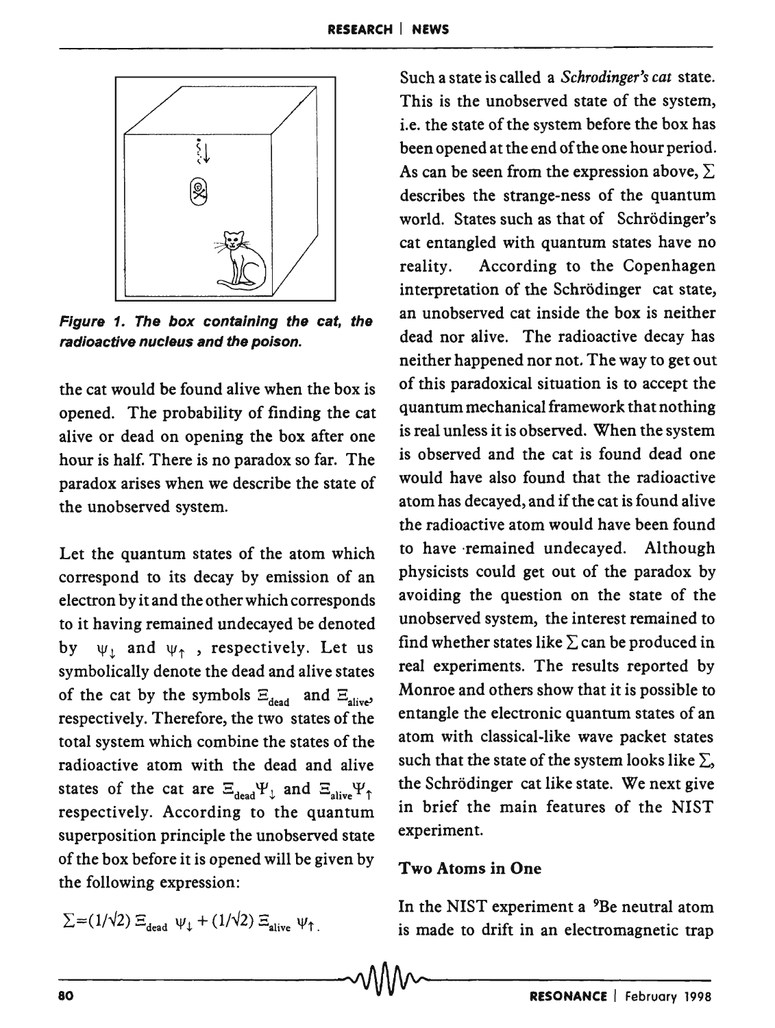Figure 1. The box containing the cat, the radioactive nucleus and the poison.

the cat would be found alive when the box is opened. The probability of finding the cat alive or dead on opening the box after one hour is half. There is no paradox so far. The paradox arises when we describe the state of the unobserved system.

Let the quantum states of the atom which correspond to its decay by emission of an electron by it and the other which corresponds to it having remained undecayed be denoted by $\psi_{\downarrow}$ and $\psi_{\uparrow}$, respectively. Let us symbolically denote the dead and alive states of the cat by the symbols $\Xi_{dead}$ and $\Xi_{alive}$, respectively. Therefore, the two states of the total system which combine the states of the radioactive atom with the dead and alive states of the cat are $\Xi_{dead}\Psi_{\downarrow}$ and $\Xi_{alive}\Psi_{\uparrow}$ respectively. According to the quantum superposition principle the unobserved state of the box before it is opened will be given by the following expression:

$$\Sigma=(1/\sqrt{2})\,\Xi_{dead}\,\psi_{\downarrow}+(1/\sqrt{2})\,\Xi_{alive}\,\psi_{\uparrow}.$$

Such a state is called a *Schrodinger's cat* state. This is the unobserved state of the system, i.e. the state of the system before the box has been opened at the end of the one hour period. As can be seen from the expression above, $\Sigma$ describes the strange-ness of the quantum world. States such as that of Schrödinger's cat entangled with quantum states have no reality. According to the Copenhagen interpretation of the Schrödinger cat state, an unobserved cat inside the box is neither dead nor alive. The radioactive decay has neither happened nor not. The way to get out of this paradoxical situation is to accept the quantum mechanical framework that nothing is real unless it is observed. When the system is observed and the cat is found dead one would have also found that the radioactive atom has decayed, and if the cat is found alive the radioactive atom would have been found to have remained undecayed. Although physicists could get out of the paradox by avoiding the question on the state of the unobserved system, the interest remained to find whether states like $\Sigma$ can be produced in real experiments. The results reported by Monroe and others show that it is possible to entangle the electronic quantum states of an atom with classical-like wave packet states such that the state of the system looks like $\Sigma$, the Schrödinger cat like state. We next give in brief the main features of the NIST experiment.

### Two Atoms in One

In the NIST experiment a $^{9}$Be neutral atom is made to drift in an electromagnetic trap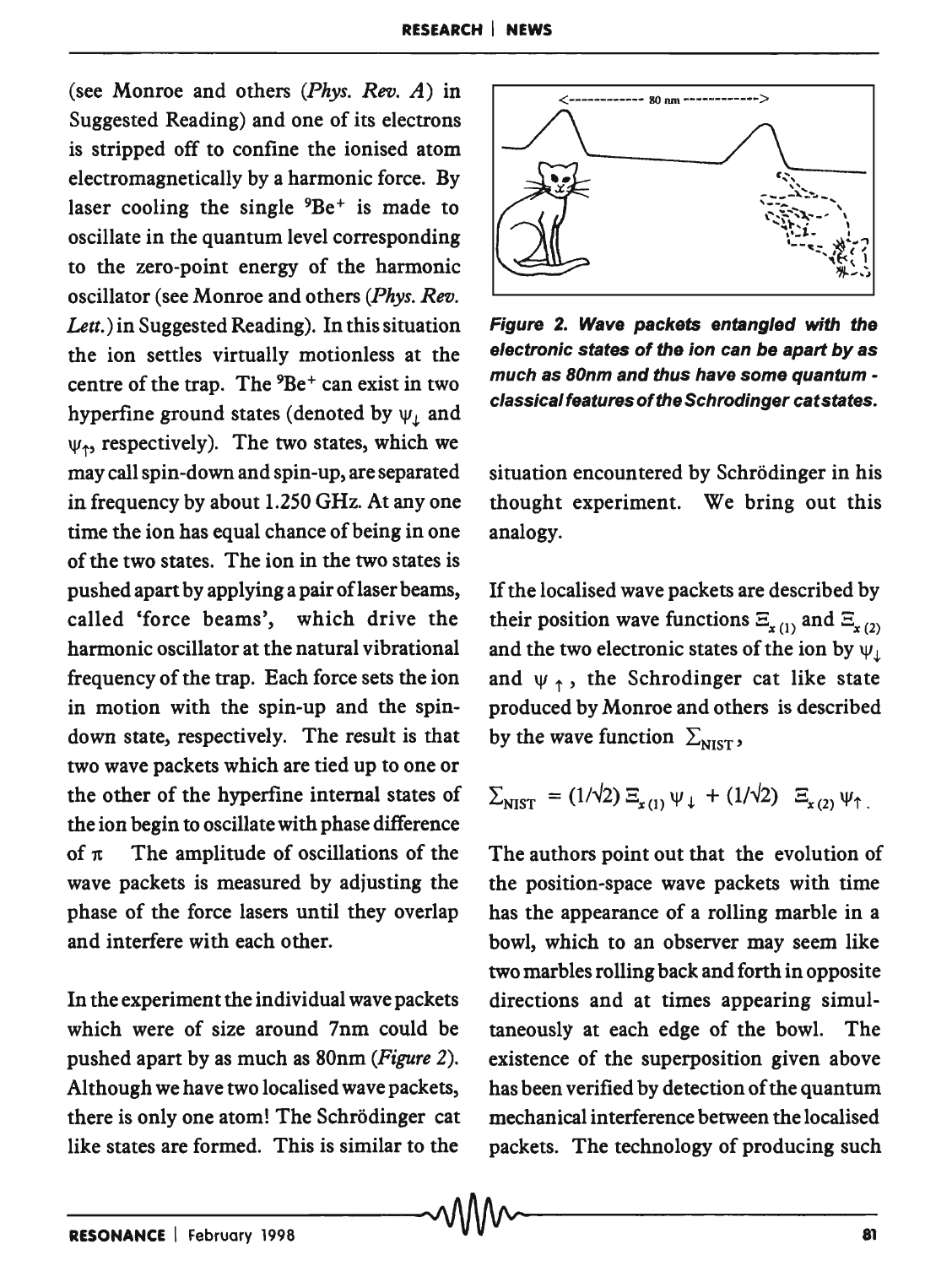(see Monroe and others (*Phys. Rev. A*) in Suggested Reading) and one of its electrons is stripped off to confine the ionised atom electromagnetically by a harmonic force. By laser cooling the single $^9Be^+$ is made to oscillate in the quantum level corresponding to the zero-point energy of the harmonic oscillator (see Monroe and others (*Phys. Rev. Lett.*) in Suggested Reading). In this situation the ion settles virtually motionless at the centre of the trap. The $^9Be^+$ can exist in two hyperfine ground states (denoted by $\psi_\downarrow$ and $\psi_\uparrow$, respectively). The two states, which we may call spin-down and spin-up, are separated in frequency by about 1.250 GHz. At any one time the ion has equal chance of being in one of the two states. The ion in the two states is pushed apart by applying a pair of laser beams, called 'force beams', which drive the harmonic oscillator at the natural vibrational frequency of the trap. Each force sets the ion in motion with the spin-up and the spin-down state, respectively. The result is that two wave packets which are tied up to one or the other of the hyperfine internal states of the ion begin to oscillate with phase difference of $\pi$ The amplitude of oscillations of the wave packets is measured by adjusting the phase of the force lasers until they overlap and interfere with each other.

In the experiment the individual wave packets which were of size around 7nm could be pushed apart by as much as 80nm (*Figure 2*). Although we have two localised wave packets, there is only one atom! The Schrödinger cat like states are formed. This is similar to the situation encountered by Schrödinger in his thought experiment. We bring out this analogy.

**Figure 2. Wave packets entangled with the electronic states of the ion can be apart by as much as 80nm and thus have some quantum - classical features of the Schrodinger cat states.**

If the localised wave packets are described by their position wave functions $\Xi_{x(1)}$ and $\Xi_{x(2)}$ and the two electronic states of the ion by $\psi_\downarrow$ and $\psi_\uparrow$, the Schrodinger cat like state produced by Monroe and others is described by the wave function $\Sigma_{NIST}$,

$$\Sigma_{NIST} = (1/\sqrt{2})\,\Xi_{x(1)}\,\psi_\downarrow + (1/\sqrt{2})\,\Xi_{x(2)}\,\psi_\uparrow .$$

The authors point out that the evolution of the position-space wave packets with time has the appearance of a rolling marble in a bowl, which to an observer may seem like two marbles rolling back and forth in opposite directions and at times appearing simultaneously at each edge of the bowl. The existence of the superposition given above has been verified by detection of the quantum mechanical interference between the localised packets. The technology of producing such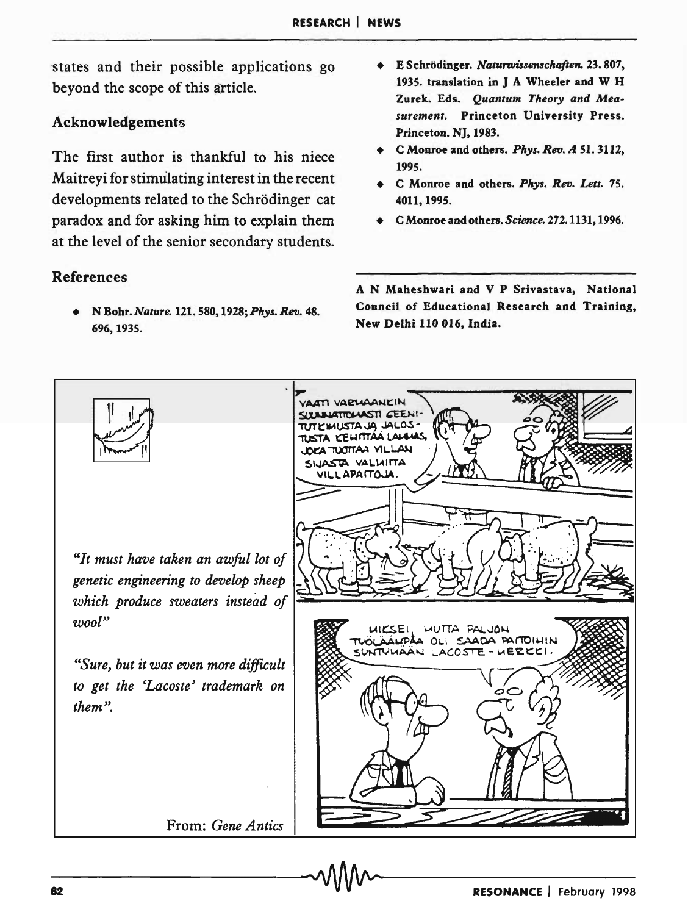states and their possible applications go beyond the scope of this article.

## Acknowledgements

The first author is thankful to his niece Maitreyi for stimulating interest in the recent developments related to the Schrödinger cat paradox and for asking him to explain them at the level of the senior secondary students.

## References

- N Bohr. *Nature.* 121. 580, 1928; *Phys. Rev.* 48. 696, 1935.
- E Schrödinger. *Naturwissenschaften.* 23. 807, 1935. translation in J A Wheeler and W H Zurek. Eds. *Quantum Theory and Measurement.* Princeton University Press. Princeton. NJ, 1983.
- C Monroe and others. *Phys. Rev. A* 51. 3112, 1995.
- C Monroe and others. *Phys. Rev. Lett.* 75. 4011, 1995.
- C Monroe and others. *Science.* 272. 1131, 1996.

A N Maheshwari and V P Srivastava, National Council of Educational Research and Training, New Delhi 110 016, India.

*"It must have taken an awful lot of genetic engineering to develop sheep which produce sweaters instead of wool"*

*"Sure, but it was even more difficult to get the 'Lacoste' trademark on them".*

From: *Gene Antics*